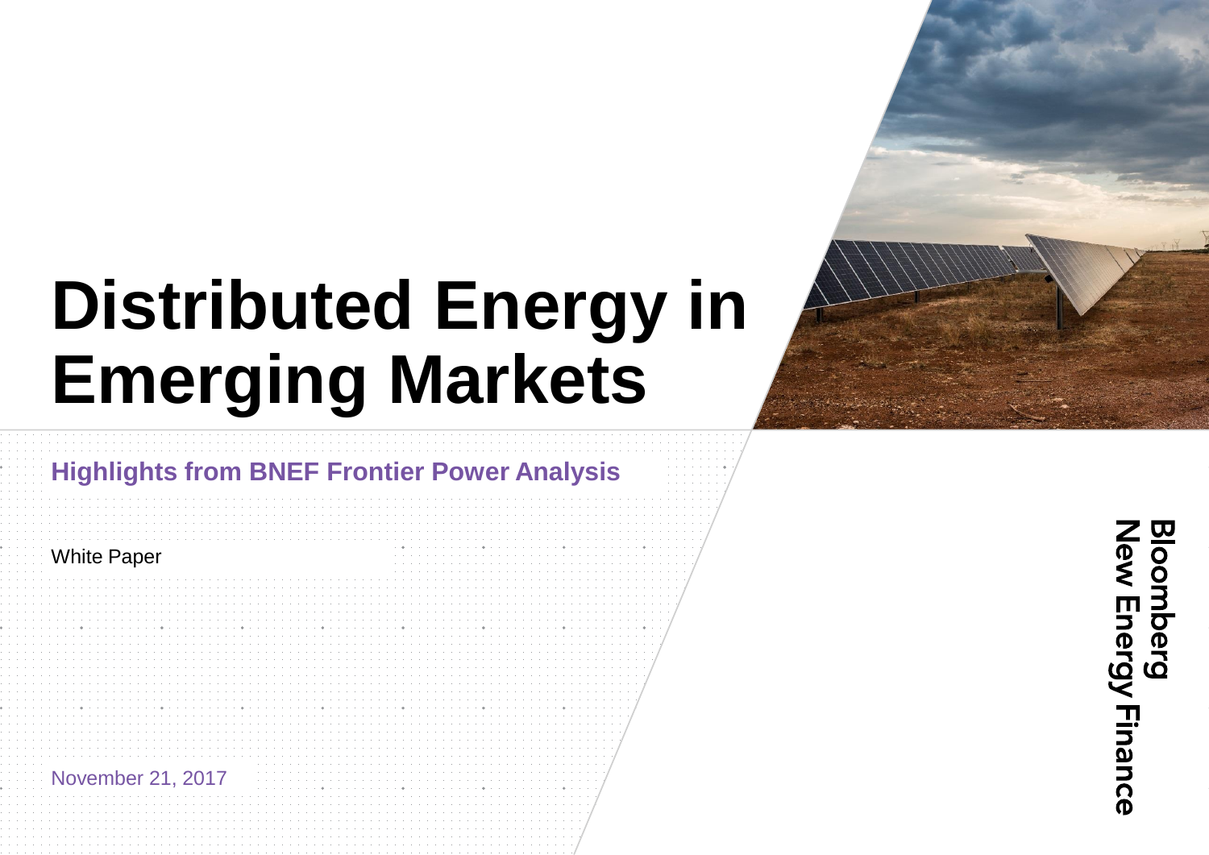# Distributed Energy in Emerging Markets

## Highlights from BNEF Frontier Power Analysis

White Paper

November 21, 2017

Bloomberg New Energy Finance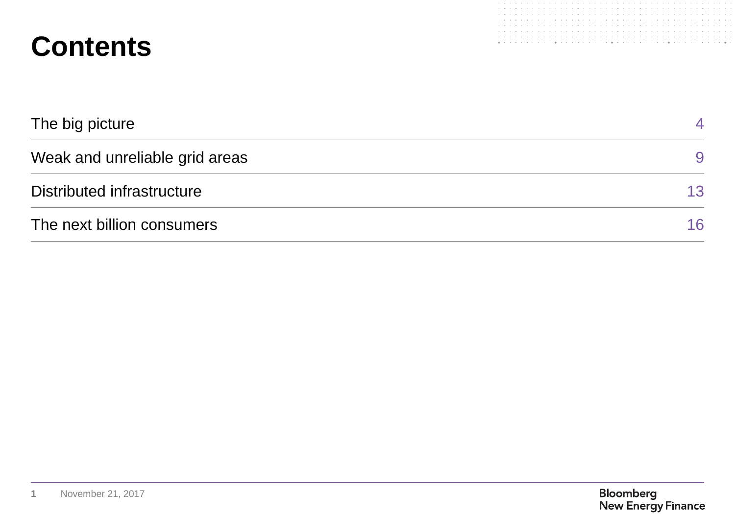# Contents

| | |
|---|---|
| The big picture | 4 |
| Weak and unreliable grid areas | 9 |
| Distributed infrastructure | 13 |
| The next billion consumers | 16 |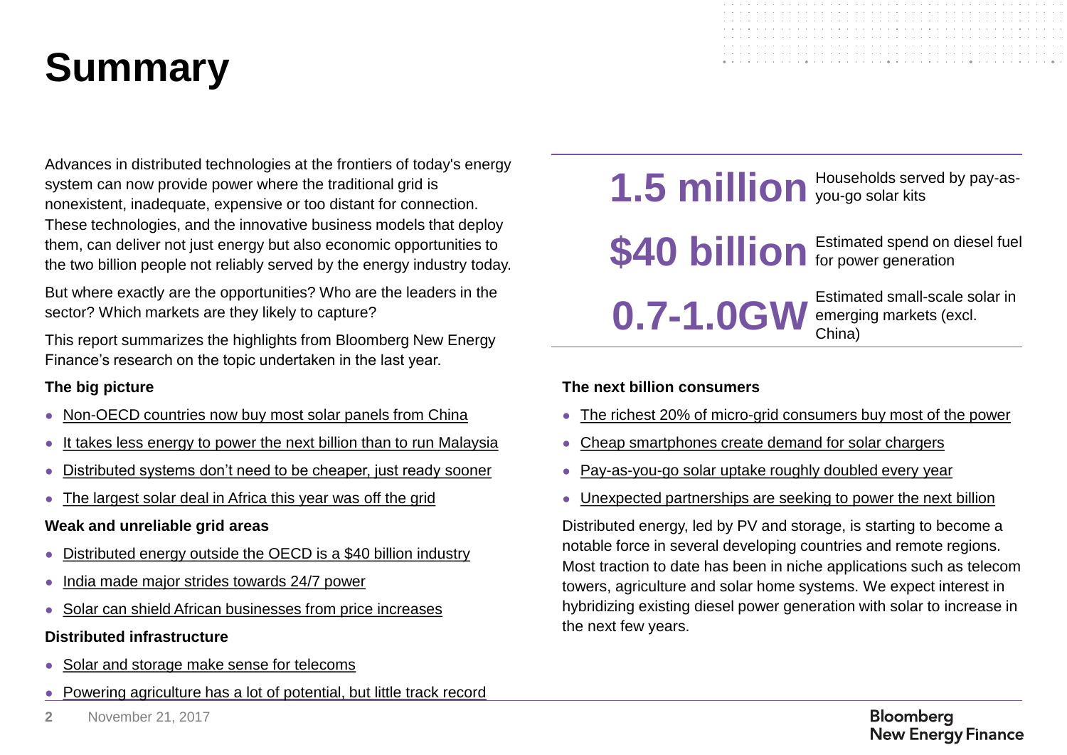# Summary

Advances in distributed technologies at the frontiers of today's energy system can now provide power where the traditional grid is nonexistent, inadequate, expensive or too distant for connection. These technologies, and the innovative business models that deploy them, can deliver not just energy but also economic opportunities to the two billion people not reliably served by the energy industry today.

But where exactly are the opportunities? Who are the leaders in the sector? Which markets are they likely to capture?

This report summarizes the highlights from Bloomberg New Energy Finance's research on the topic undertaken in the last year.

**The big picture**

- Non-OECD countries now buy most solar panels from China
- It takes less energy to power the next billion than to run Malaysia
- Distributed systems don't need to be cheaper, just ready sooner
- The largest solar deal in Africa this year was off the grid

**Weak and unreliable grid areas**

- Distributed energy outside the OECD is a $40 billion industry
- India made major strides towards 24/7 power
- Solar can shield African businesses from price increases

**Distributed infrastructure**

- Solar and storage make sense for telecoms
- Powering agriculture has a lot of potential, but little track record

| | |
|---|---|
| **1.5 million** | Households served by pay-as-you-go solar kits |
| **$40 billion** | Estimated spend on diesel fuel for power generation |
| **0.7-1.0GW** | Estimated small-scale solar in emerging markets (excl. China) |

**The next billion consumers**

- The richest 20% of micro-grid consumers buy most of the power
- Cheap smartphones create demand for solar chargers
- Pay-as-you-go solar uptake roughly doubled every year
- Unexpected partnerships are seeking to power the next billion

Distributed energy, led by PV and storage, is starting to become a notable force in several developing countries and remote regions. Most traction to date has been in niche applications such as telecom towers, agriculture and solar home systems. We expect interest in hybridizing existing diesel power generation with solar to increase in the next few years.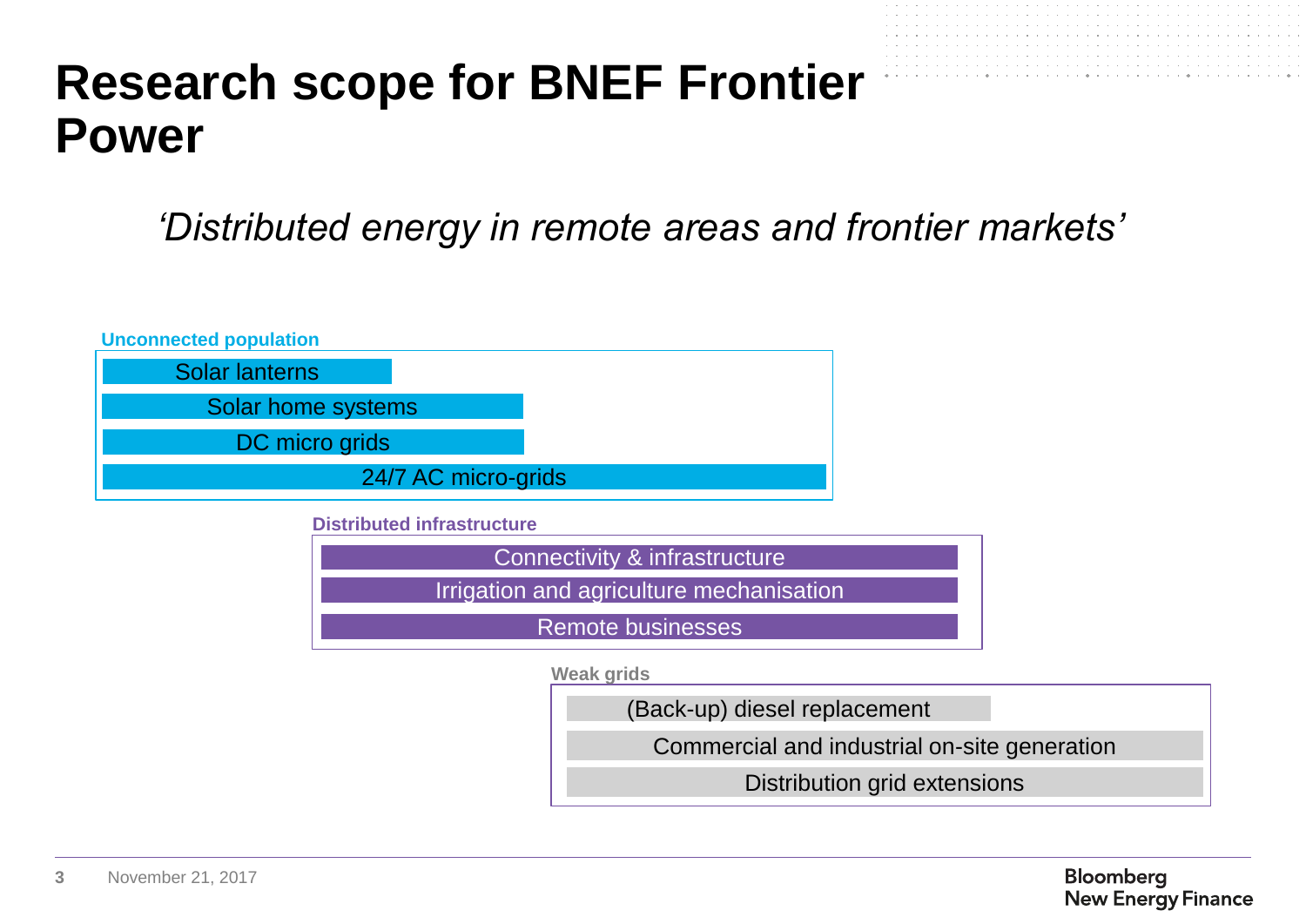# Research scope for BNEF Frontier Power

*'Distributed energy in remote areas and frontier markets'*

**Unconnected population**

- Solar lanterns
- Solar home systems
- DC micro grids
- 24/7 AC micro-grids

**Distributed infrastructure**

- Connectivity & infrastructure
- Irrigation and agriculture mechanisation
- Remote businesses

**Weak grids**

- (Back-up) diesel replacement
- Commercial and industrial on-site generation
- Distribution grid extensions

November 21, 2017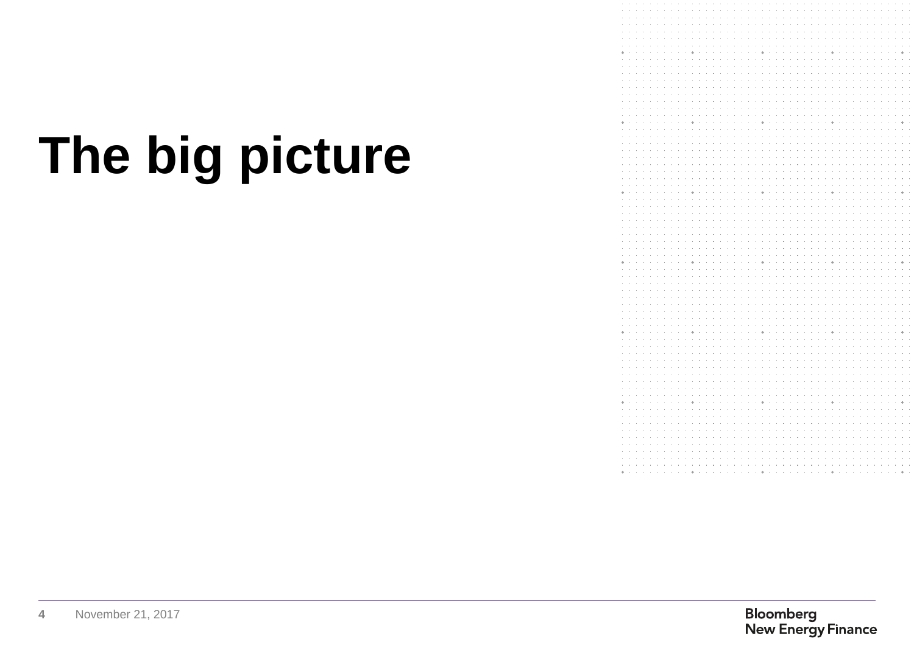# The big picture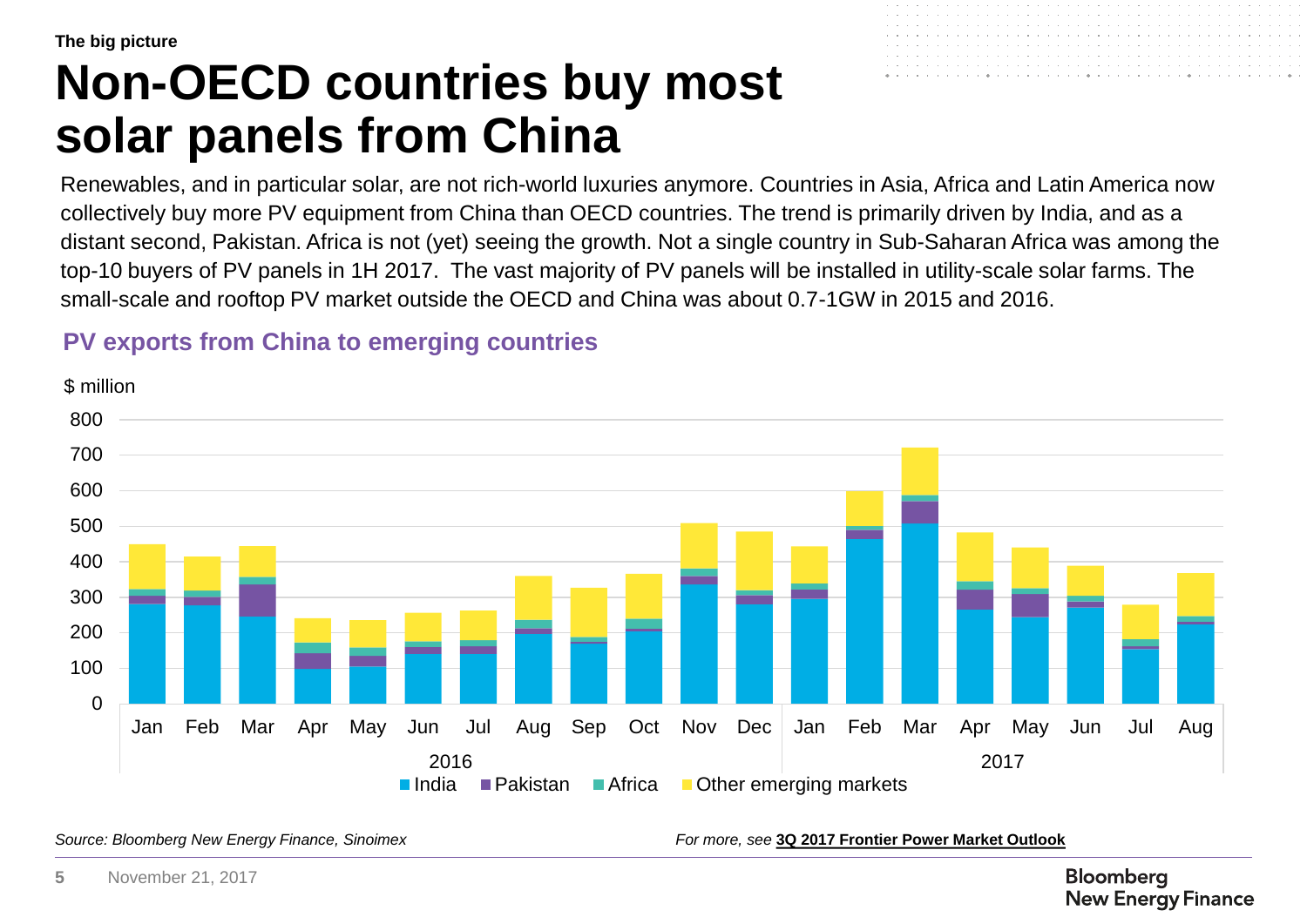The big picture

# Non-OECD countries buy most solar panels from China

Renewables, and in particular solar, are not rich-world luxuries anymore. Countries in Asia, Africa and Latin America now collectively buy more PV equipment from China than OECD countries. The trend is primarily driven by India, and as a distant second, Pakistan. Africa is not (yet) seeing the growth. Not a single country in Sub-Saharan Africa was among the top-10 buyers of PV panels in 1H 2017. The vast majority of PV panels will be installed in utility-scale solar farms. The small-scale and rooftop PV market outside the OECD and China was about 0.7-1GW in 2015 and 2016.

## PV exports from China to emerging countries

$ million

800
700
600
500
400
300
200
100
0

Jan Feb Mar Apr May Jun Jul Aug Sep Oct Nov Dec Jan Feb Mar Apr May Jun Jul Aug

2016 2017

India Pakistan Africa Other emerging markets

*Source: Bloomberg New Energy Finance, Sinoimex*

*For more, see* **3Q 2017 Frontier Power Market Outlook**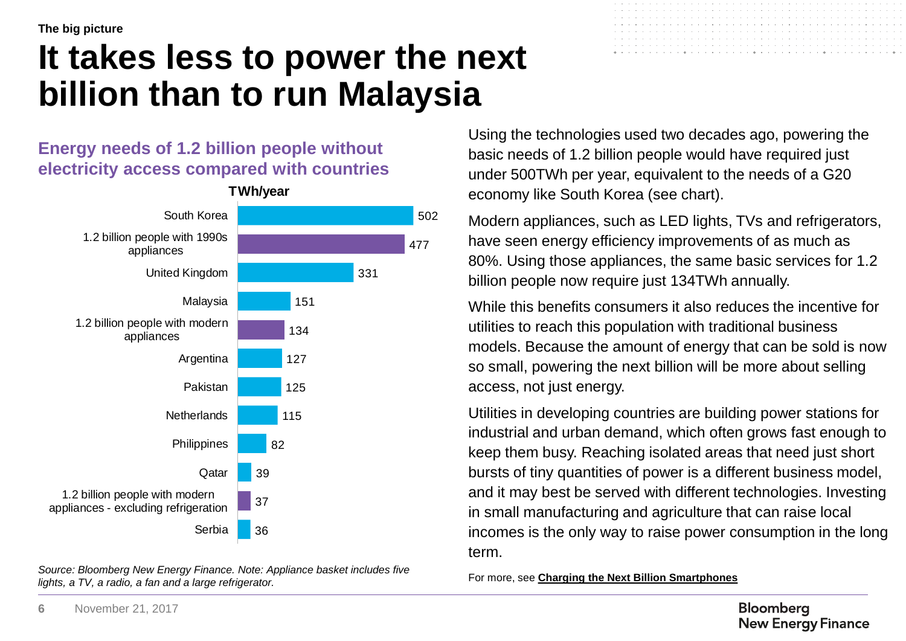The big picture

# It takes less to power the next billion than to run Malaysia

## Energy needs of 1.2 billion people without electricity access compared with countries

TWh/year

| | TWh/year |
| --- | --- |
| South Korea | 502 |
| 1.2 billion people with 1990s appliances | 477 |
| United Kingdom | 331 |
| Malaysia | 151 |
| 1.2 billion people with modern appliances | 134 |
| Argentina | 127 |
| Pakistan | 125 |
| Netherlands | 115 |
| Philippines | 82 |
| Qatar | 39 |
| 1.2 billion people with modern appliances - excluding refrigeration | 37 |
| Serbia | 36 |

*Source: Bloomberg New Energy Finance. Note: Appliance basket includes five lights, a TV, a radio, a fan and a large refrigerator.*

Using the technologies used two decades ago, powering the basic needs of 1.2 billion people would have required just under 500TWh per year, equivalent to the needs of a G20 economy like South Korea (see chart).

Modern appliances, such as LED lights, TVs and refrigerators, have seen energy efficiency improvements of as much as 80%. Using those appliances, the same basic services for 1.2 billion people now require just 134TWh annually.

While this benefits consumers it also reduces the incentive for utilities to reach this population with traditional business models. Because the amount of energy that can be sold is now so small, powering the next billion will be more about selling access, not just energy.

Utilities in developing countries are building power stations for industrial and urban demand, which often grows fast enough to keep them busy. Reaching isolated areas that need just short bursts of tiny quantities of power is a different business model, and it may best be served with different technologies. Investing in small manufacturing and agriculture that can raise local incomes is the only way to raise power consumption in the long term.

For more, see **Charging the Next Billion Smartphones**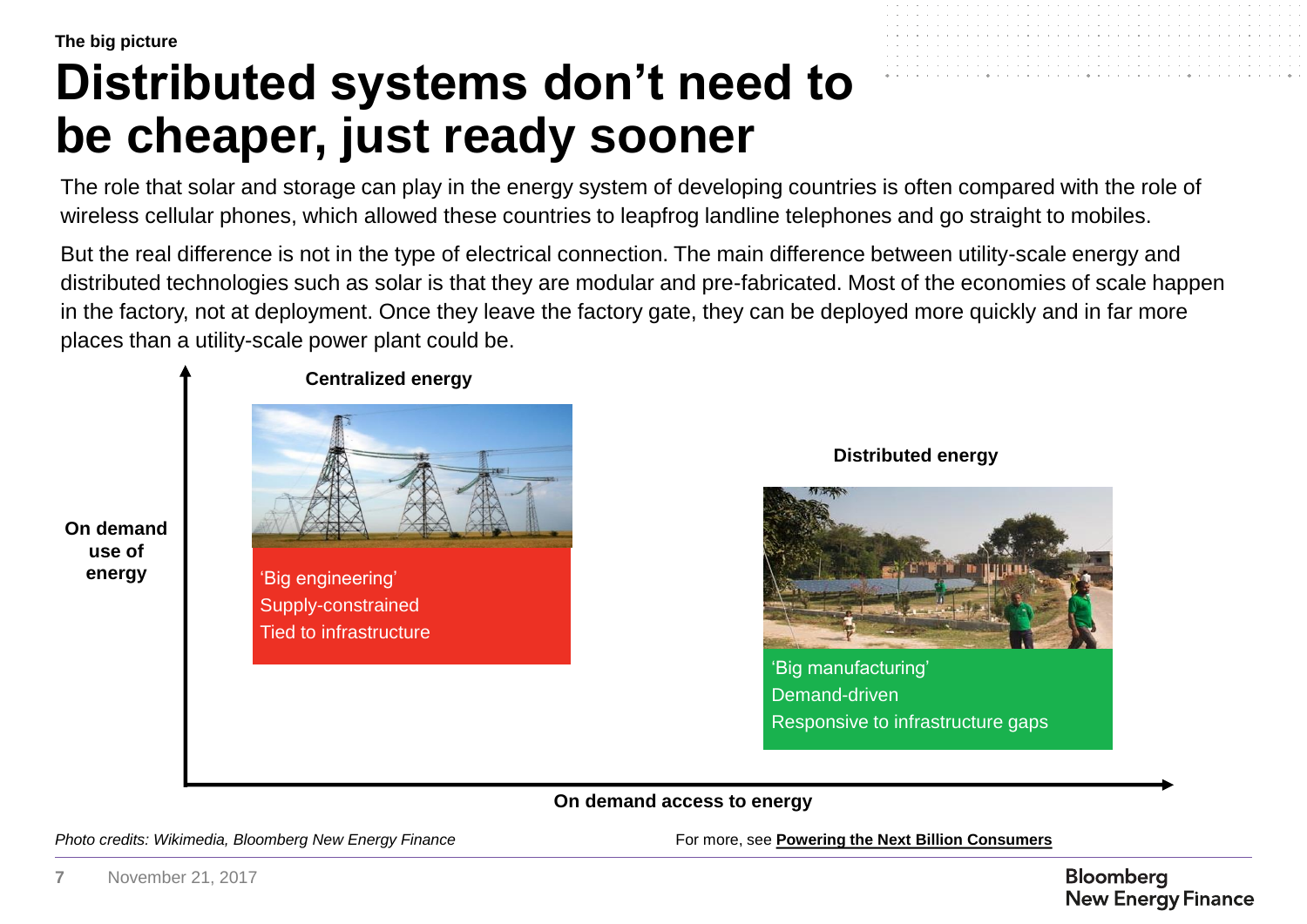The big picture

# Distributed systems don't need to be cheaper, just ready sooner

The role that solar and storage can play in the energy system of developing countries is often compared with the role of wireless cellular phones, which allowed these countries to leapfrog landline telephones and go straight to mobiles.

But the real difference is not in the type of electrical connection. The main difference between utility-scale energy and distributed technologies such as solar is that they are modular and pre-fabricated. Most of the economies of scale happen in the factory, not at deployment. Once they leave the factory gate, they can be deployed more quickly and in far more places than a utility-scale power plant could be.

**Centralized energy**

'Big engineering'
Supply-constrained
Tied to infrastructure

**Distributed energy**

'Big manufacturing'
Demand-driven
Responsive to infrastructure gaps

**On demand use of energy**

**On demand access to energy**

*Photo credits: Wikimedia, Bloomberg New Energy Finance*

For more, see **Powering the Next Billion Consumers**

November 21, 2017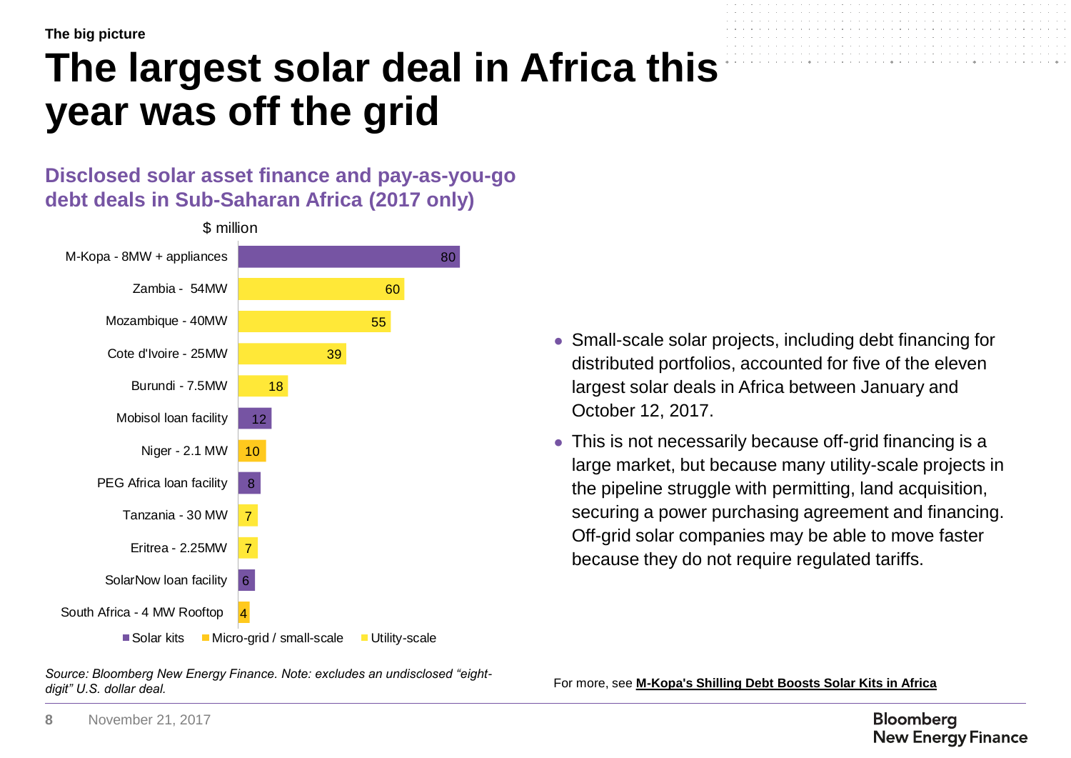The big picture

# The largest solar deal in Africa this year was off the grid

## Disclosed solar asset finance and pay-as-you-go debt deals in Sub-Saharan Africa (2017 only)

$ million

| Deal | $ million | Type |
|---|---|---|
| M-Kopa - 8MW + appliances | 80 | Solar kits |
| Zambia - 54MW | 60 | Utility-scale |
| Mozambique - 40MW | 55 | Utility-scale |
| Cote d'Ivoire - 25MW | 39 | Utility-scale |
| Burundi - 7.5MW | 18 | Utility-scale |
| Mobisol loan facility | 12 | Solar kits |
| Niger - 2.1 MW | 10 | Micro-grid / small-scale |
| PEG Africa loan facility | 8 | Solar kits |
| Tanzania - 30 MW | 7 | Utility-scale |
| Eritrea - 2.25MW | 7 | Utility-scale |
| SolarNow loan facility | 6 | Solar kits |
| South Africa - 4 MW Rooftop | 4 | Micro-grid / small-scale |

*Source: Bloomberg New Energy Finance. Note: excludes an undisclosed "eight-digit" U.S. dollar deal.*

- Small-scale solar projects, including debt financing for distributed portfolios, accounted for five of the eleven largest solar deals in Africa between January and October 12, 2017.
- This is not necessarily because off-grid financing is a large market, but because many utility-scale projects in the pipeline struggle with permitting, land acquisition, securing a power purchasing agreement and financing. Off-grid solar companies may be able to move faster because they do not require regulated tariffs.

For more, see **M-Kopa's Shilling Debt Boosts Solar Kits in Africa**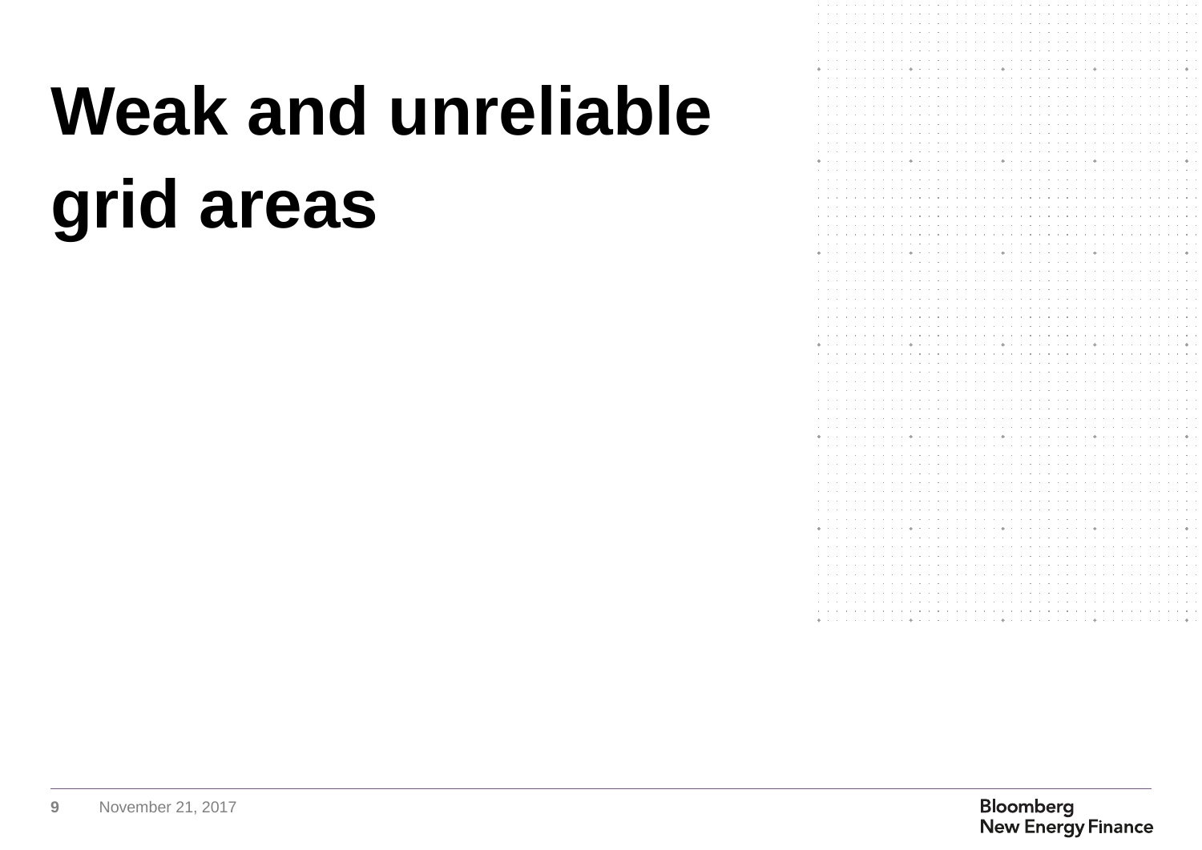# Weak and unreliable grid areas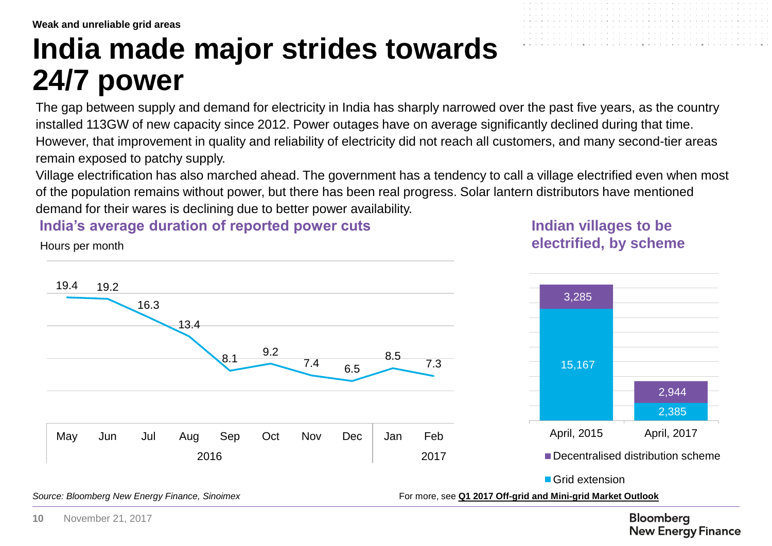Weak and unreliable grid areas

# India made major strides towards 24/7 power

The gap between supply and demand for electricity in India has sharply narrowed over the past five years, as the country installed 113GW of new capacity since 2012. Power outages have on average significantly declined during that time. However, that improvement in quality and reliability of electricity did not reach all customers, and many second-tier areas remain exposed to patchy supply.

Village electrification has also marched ahead. The government has a tendency to call a village electrified even when most of the population remains without power, but there has been real progress. Solar lantern distributors have mentioned demand for their wares is declining due to better power availability.

### India's average duration of reported power cuts

Hours per month

| 2016 | | | | | | | | 2017 | |
|---|---|---|---|---|---|---|---|---|---|
| May | Jun | Jul | Aug | Sep | Oct | Nov | Dec | Jan | Feb |
| 19.4 | 19.2 | 16.3 | 13.4 | 8.1 | 9.2 | 7.4 | 6.5 | 8.5 | 7.3 |

### Indian villages to be electrified, by scheme

| | April, 2015 | April, 2017 |
|---|---|---|
| Decentralised distribution scheme | 3,285 | 2,944 |
| Grid extension | 15,167 | 2,385 |

*Source: Bloomberg New Energy Finance, Sinoimex*

For more, see **Q1 2017 Off-grid and Mini-grid Market Outlook**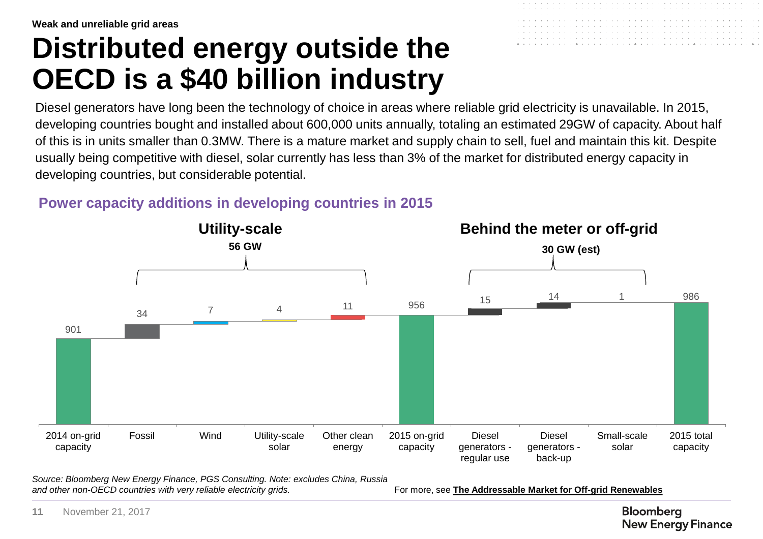Weak and unreliable grid areas

# Distributed energy outside the OECD is a $40 billion industry

Diesel generators have long been the technology of choice in areas where reliable grid electricity is unavailable. In 2015, developing countries bought and installed about 600,000 units annually, totaling an estimated 29GW of capacity. About half of this is in units smaller than 0.3MW. There is a mature market and supply chain to sell, fuel and maintain this kit. Despite usually being competitive with diesel, solar currently has less than 3% of the market for distributed energy capacity in developing countries, but considerable potential.

## Power capacity additions in developing countries in 2015

**Utility-scale** — **56 GW**

**Behind the meter or off-grid** — **30 GW (est)**

| Category | Value |
| --- | --- |
| 2014 on-grid capacity | 901 |
| Fossil | 34 |
| Wind | 7 |
| Utility-scale solar | 4 |
| Other clean energy | 11 |
| 2015 on-grid capacity | 956 |
| Diesel generators - regular use | 15 |
| Diesel generators - back-up | 14 |
| Small-scale solar | 1 |
| 2015 total capacity | 986 |

*Source: Bloomberg New Energy Finance, PGS Consulting. Note: excludes China, Russia and other non-OECD countries with very reliable electricity grids.*

For more, see **The Addressable Market for Off-grid Renewables**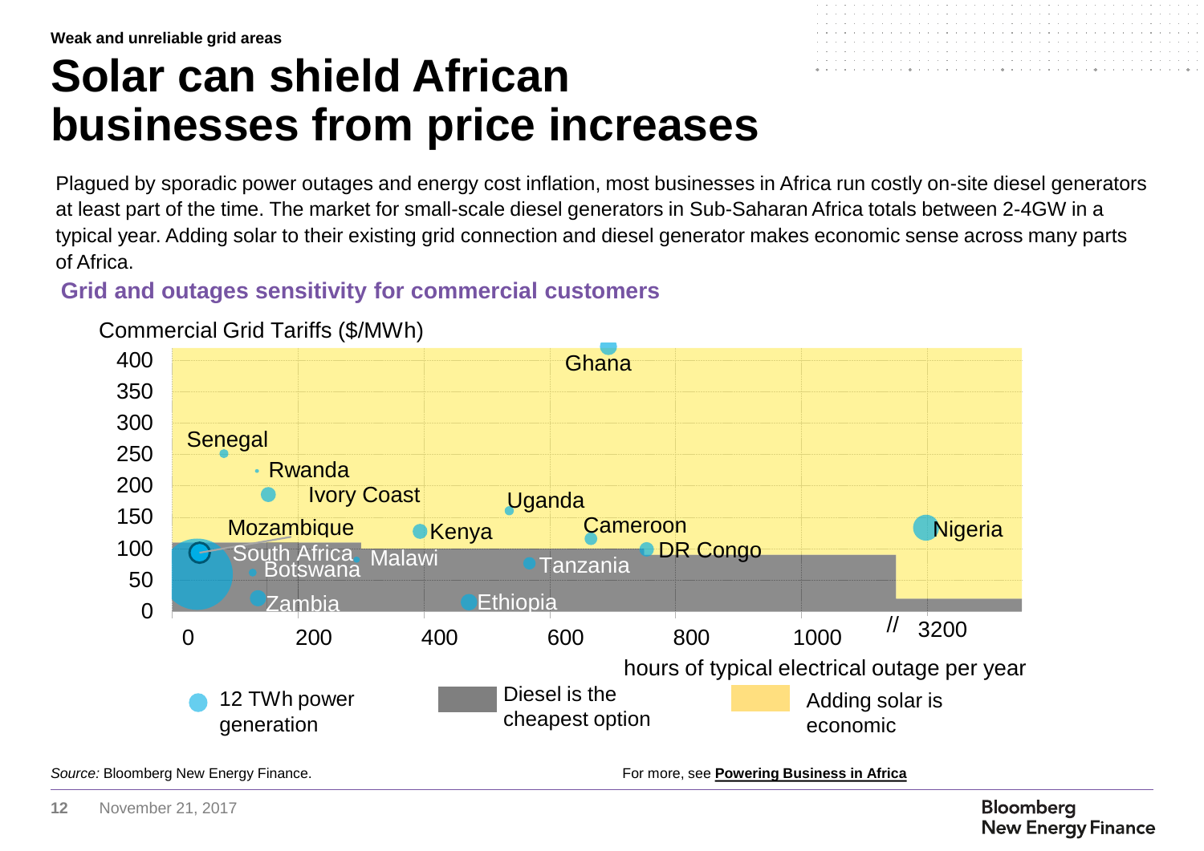Weak and unreliable grid areas

# Solar can shield African businesses from price increases

Plagued by sporadic power outages and energy cost inflation, most businesses in Africa run costly on-site diesel generators at least part of the time. The market for small-scale diesel generators in Sub-Saharan Africa totals between 2-4GW in a typical year. Adding solar to their existing grid connection and diesel generator makes economic sense across many parts of Africa.

### Grid and outages sensitivity for commercial customers

Commercial Grid Tariffs ($/MWh)

400, 350, 300, 250, 200, 150, 100, 50, 0

Ghana, Senegal, Rwanda, Ivory Coast, Uganda, Mozambique, Kenya, Cameroon, Nigeria, South Africa, Malawi, DR Congo, Botswana, Tanzania, Zambia, Ethiopia

0, 200, 400, 600, 800, 1000, // 3200

hours of typical electrical outage per year

12 TWh power generation | Diesel is the cheapest option | Adding solar is economic

*Source:* Bloomberg New Energy Finance.

For more, see **Powering Business in Africa**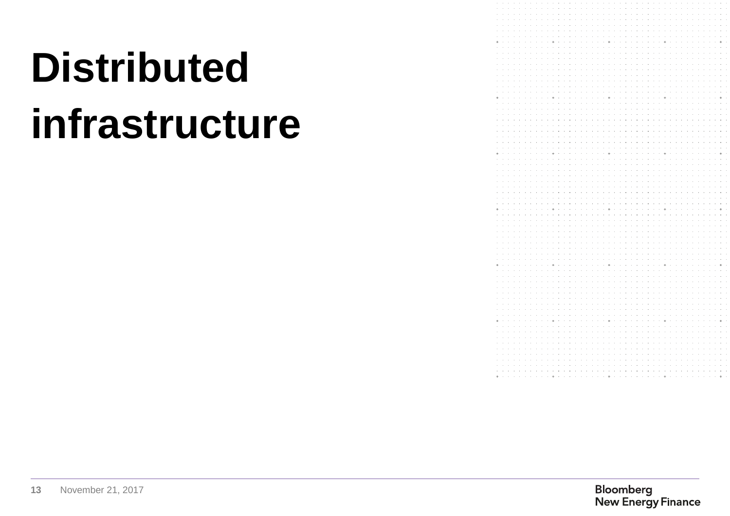# Distributed infrastructure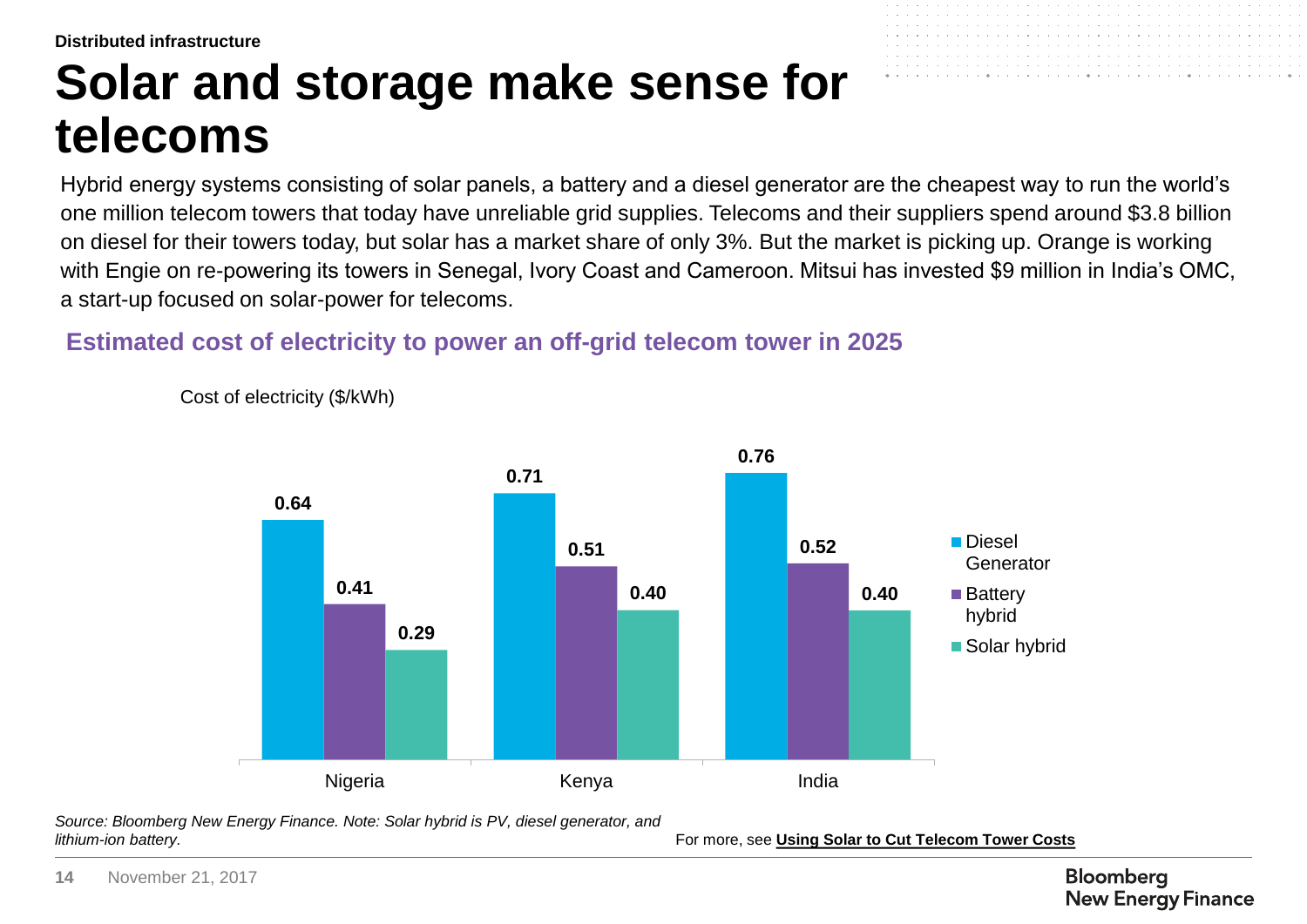Distributed infrastructure

# Solar and storage make sense for telecoms

Hybrid energy systems consisting of solar panels, a battery and a diesel generator are the cheapest way to run the world's one million telecom towers that today have unreliable grid supplies. Telecoms and their suppliers spend around $3.8 billion on diesel for their towers today, but solar has a market share of only 3%. But the market is picking up. Orange is working with Engie on re-powering its towers in Senegal, Ivory Coast and Cameroon. Mitsui has invested $9 million in India's OMC, a start-up focused on solar-power for telecoms.

### Estimated cost of electricity to power an off-grid telecom tower in 2025

Cost of electricity ($/kWh)

| | Diesel Generator | Battery hybrid | Solar hybrid |
|---|---|---|---|
| Nigeria | 0.64 | 0.41 | 0.29 |
| Kenya | 0.71 | 0.51 | 0.40 |
| India | 0.76 | 0.52 | 0.40 |

*Source: Bloomberg New Energy Finance. Note: Solar hybrid is PV, diesel generator, and lithium-ion battery.*

For more, see **Using Solar to Cut Telecom Tower Costs**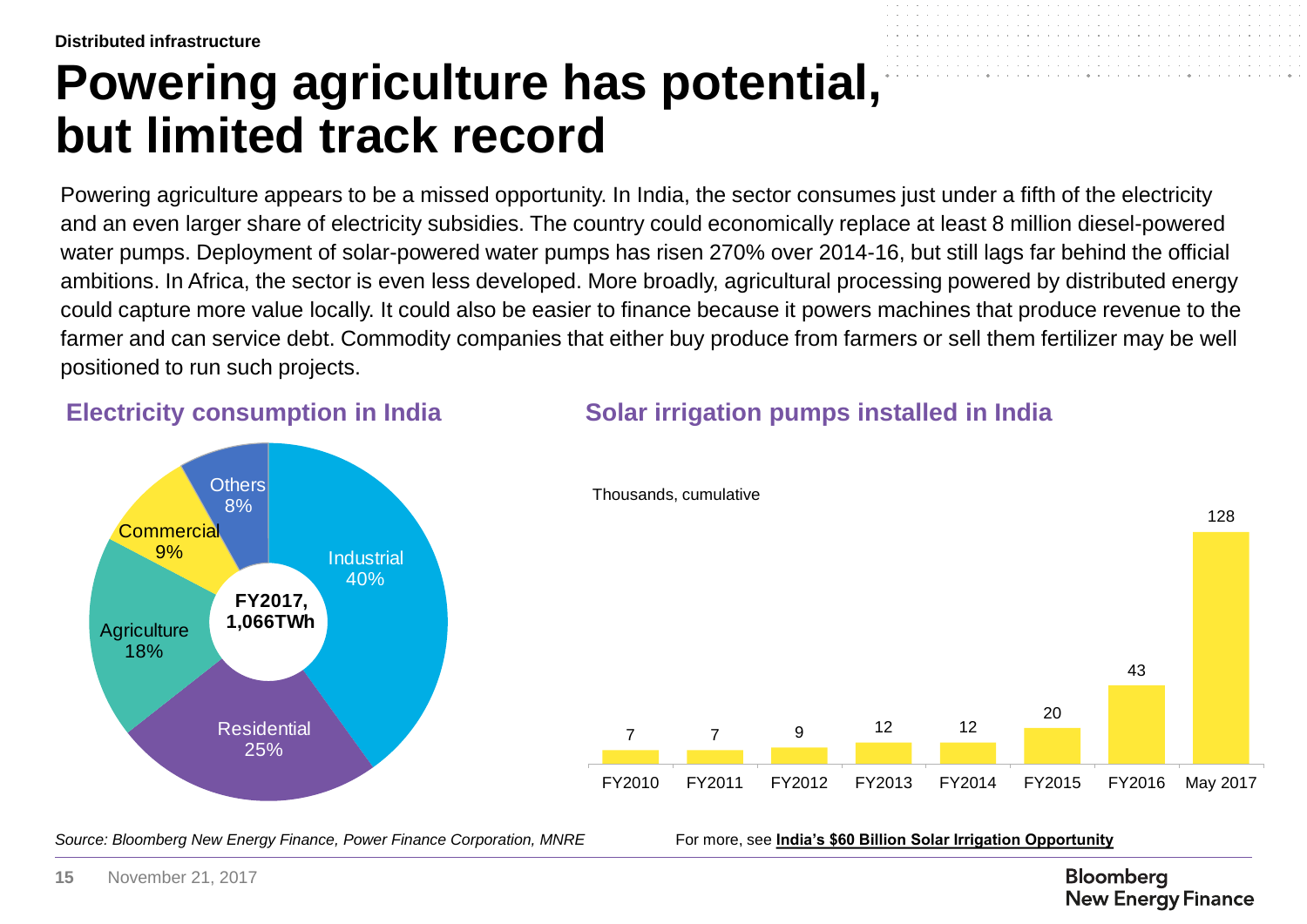Distributed infrastructure

# Powering agriculture has potential, but limited track record

Powering agriculture appears to be a missed opportunity. In India, the sector consumes just under a fifth of the electricity and an even larger share of electricity subsidies. The country could economically replace at least 8 million diesel-powered water pumps. Deployment of solar-powered water pumps has risen 270% over 2014-16, but still lags far behind the official ambitions. In Africa, the sector is even less developed. More broadly, agricultural processing powered by distributed energy could capture more value locally. It could also be easier to finance because it powers machines that produce revenue to the farmer and can service debt. Commodity companies that either buy produce from farmers or sell them fertilizer may be well positioned to run such projects.

### Electricity consumption in India

FY2017, 1,066TWh

| Sector | Share |
| --- | --- |
| Industrial | 40% |
| Residential | 25% |
| Agriculture | 18% |
| Commercial | 9% |
| Others | 8% |

### Solar irrigation pumps installed in India

Thousands, cumulative

| FY2010 | FY2011 | FY2012 | FY2013 | FY2014 | FY2015 | FY2016 | May 2017 |
| --- | --- | --- | --- | --- | --- | --- | --- |
| 7 | 7 | 9 | 12 | 12 | 20 | 43 | 128 |

*Source: Bloomberg New Energy Finance, Power Finance Corporation, MNRE*

For more, see **India's $60 Billion Solar Irrigation Opportunity**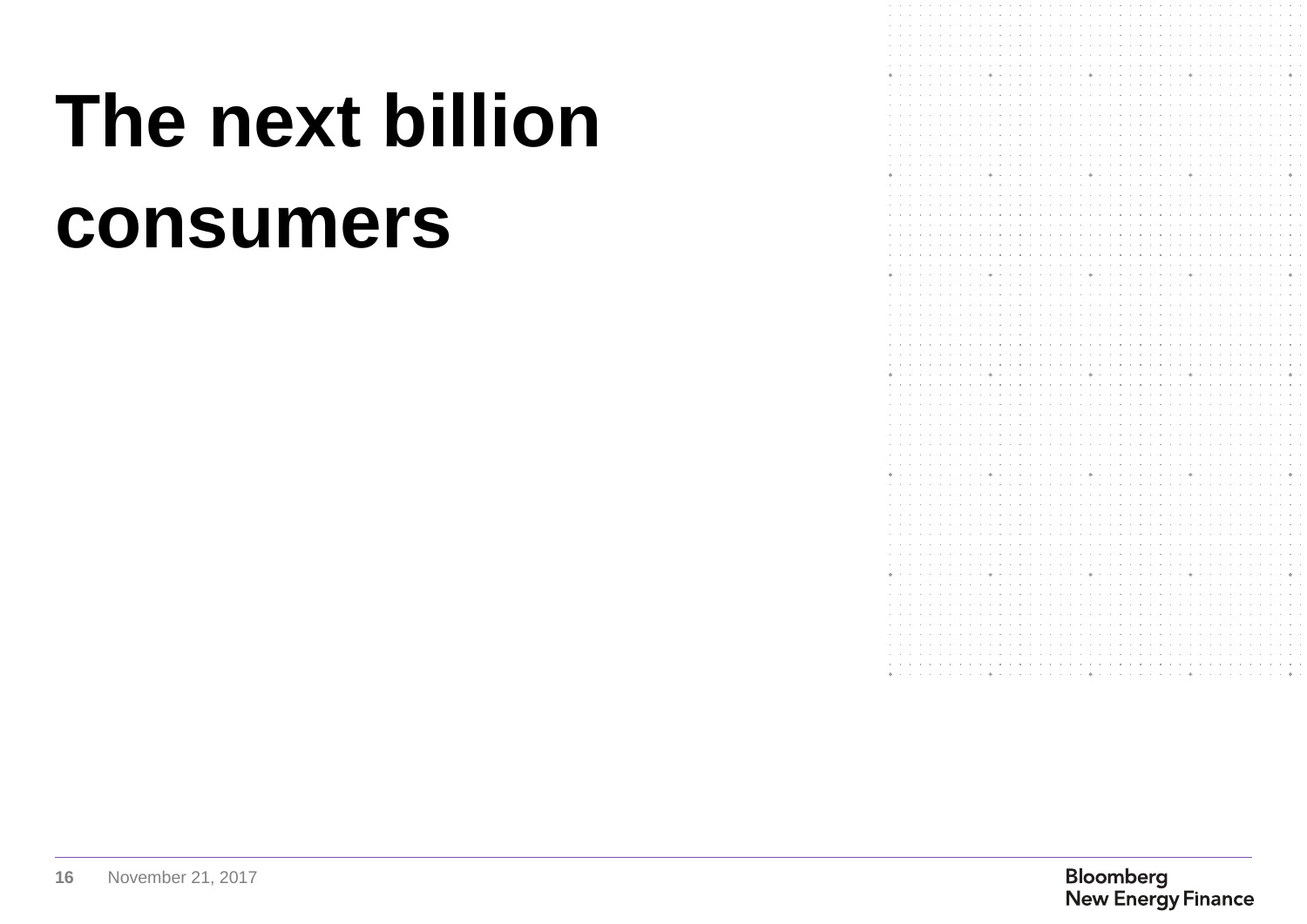# The next billion consumers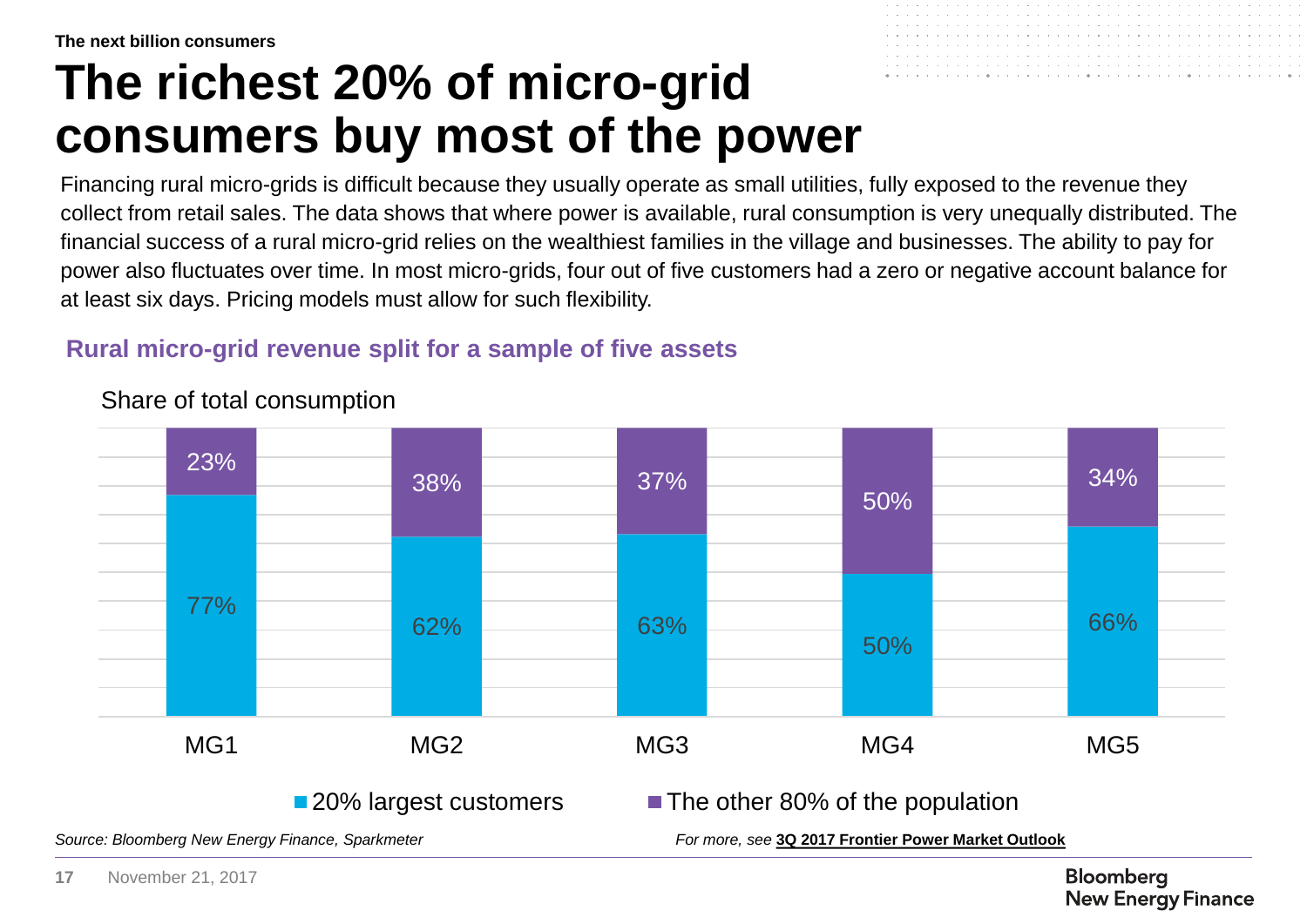The next billion consumers

# The richest 20% of micro-grid consumers buy most of the power

Financing rural micro-grids is difficult because they usually operate as small utilities, fully exposed to the revenue they collect from retail sales. The data shows that where power is available, rural consumption is very unequally distributed. The financial success of a rural micro-grid relies on the wealthiest families in the village and businesses. The ability to pay for power also fluctuates over time. In most micro-grids, four out of five customers had a zero or negative account balance for at least six days. Pricing models must allow for such flexibility.

## Rural micro-grid revenue split for a sample of five assets

Share of total consumption

| | MG1 | MG2 | MG3 | MG4 | MG5 |
|---|---|---|---|---|---|
| 20% largest customers | 77% | 62% | 63% | 50% | 66% |
| The other 80% of the population | 23% | 38% | 37% | 50% | 34% |

*Source: Bloomberg New Energy Finance, Sparkmeter*

*For more, see* **3Q 2017 Frontier Power Market Outlook**

November 21, 2017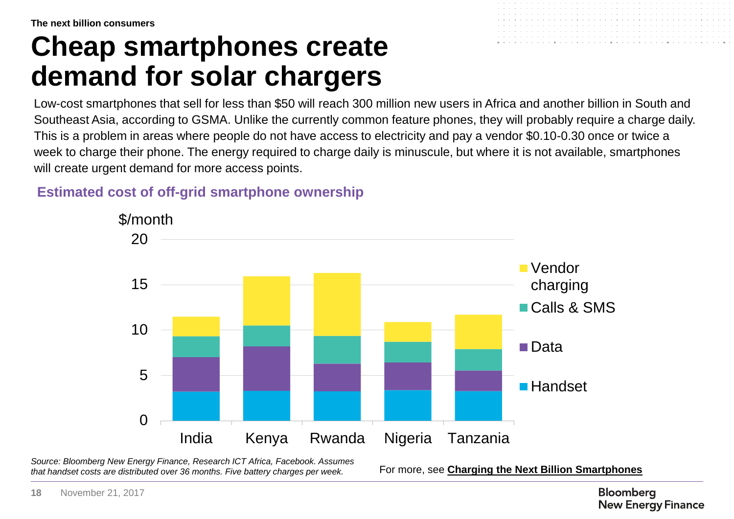The next billion consumers

# Cheap smartphones create demand for solar chargers

Low-cost smartphones that sell for less than $50 will reach 300 million new users in Africa and another billion in South and Southeast Asia, according to GSMA. Unlike the currently common feature phones, they will probably require a charge daily. This is a problem in areas where people do not have access to electricity and pay a vendor $0.10-0.30 once or twice a week to charge their phone. The energy required to charge daily is minuscule, but where it is not available, smartphones will create urgent demand for more access points.

### Estimated cost of off-grid smartphone ownership

*Source: Bloomberg New Energy Finance, Research ICT Africa, Facebook. Assumes that handset costs are distributed over 36 months. Five battery charges per week.*

For more, see **Charging the Next Billion Smartphones**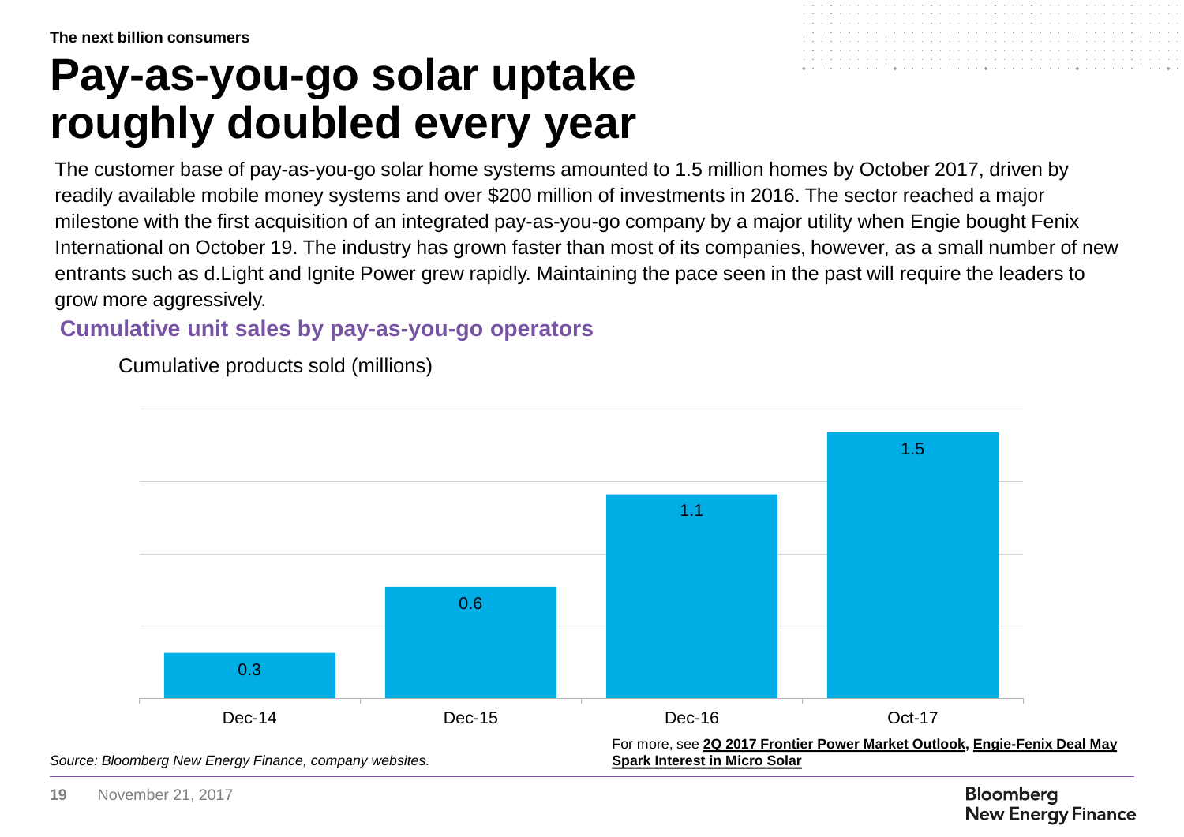The next billion consumers

# Pay-as-you-go solar uptake roughly doubled every year

The customer base of pay-as-you-go solar home systems amounted to 1.5 million homes by October 2017, driven by readily available mobile money systems and over $200 million of investments in 2016. The sector reached a major milestone with the first acquisition of an integrated pay-as-you-go company by a major utility when Engie bought Fenix International on October 19. The industry has grown faster than most of its companies, however, as a small number of new entrants such as d.Light and Ignite Power grew rapidly. Maintaining the pace seen in the past will require the leaders to grow more aggressively.

### Cumulative unit sales by pay-as-you-go operators

Cumulative products sold (millions)

| Period | Cumulative products sold (millions) |
|---|---|
| Dec-14 | 0.3 |
| Dec-15 | 0.6 |
| Dec-16 | 1.1 |
| Oct-17 | 1.5 |

*Source: Bloomberg New Energy Finance, company websites.*

For more, see **2Q 2017 Frontier Power Market Outlook**, **Engie-Fenix Deal May Spark Interest in Micro Solar**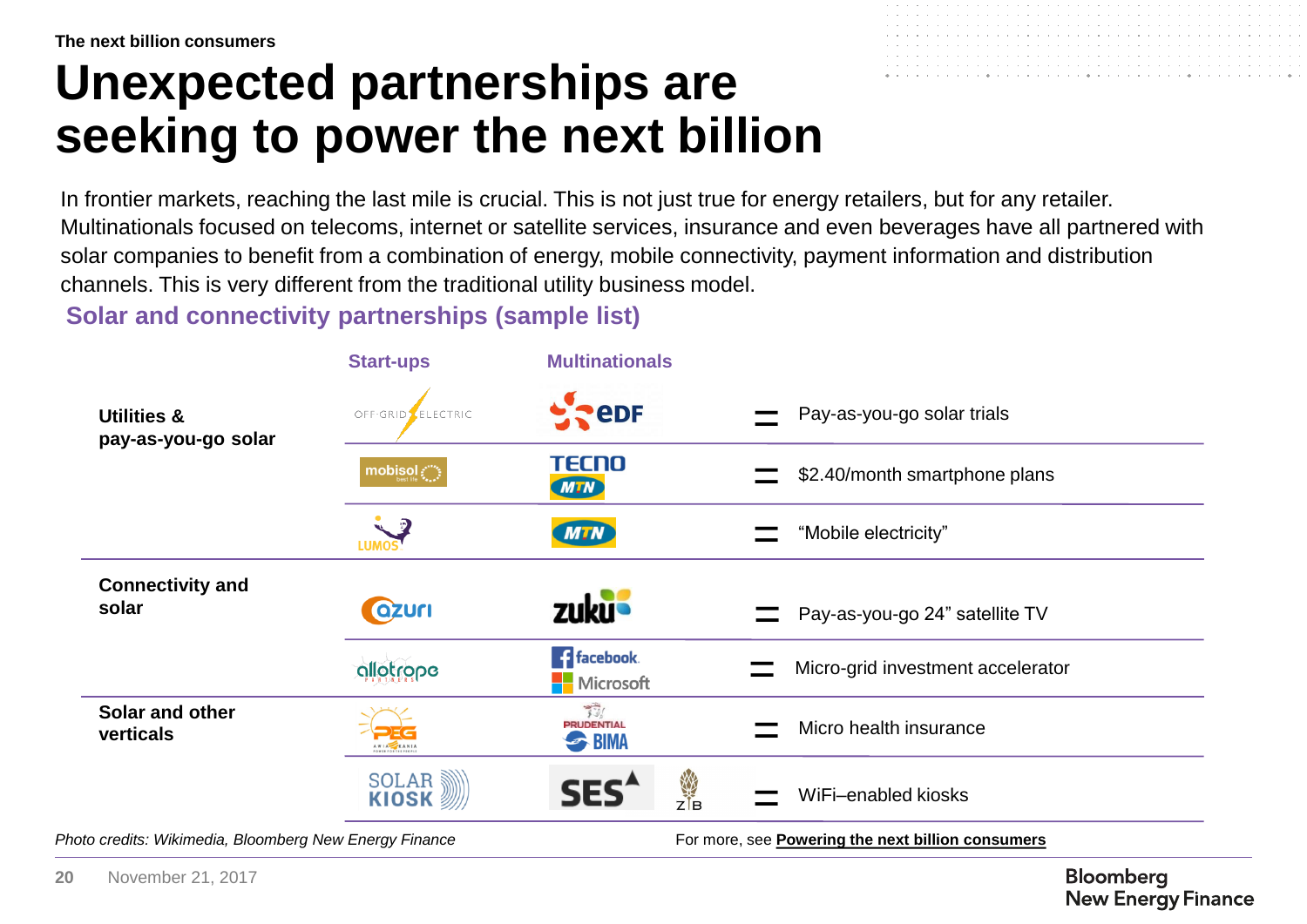The next billion consumers

# Unexpected partnerships are seeking to power the next billion

In frontier markets, reaching the last mile is crucial. This is not just true for energy retailers, but for any retailer. Multinationals focused on telecoms, internet or satellite services, insurance and even beverages have all partnered with solar companies to benefit from a combination of energy, mobile connectivity, payment information and distribution channels. This is very different from the traditional utility business model.

## Solar and connectivity partnerships (sample list)

| | Start-ups | Multinationals | | |
|---|---|---|---|---|
| Utilities & pay-as-you-go solar | Off-Grid Electric | EDF | = | Pay-as-you-go solar trials |
| | mobisol | Tecno, MTN | = | $2.40/month smartphone plans |
| | Lumos | MTN | = | "Mobile electricity" |
| Connectivity and solar | azuri | zuku | = | Pay-as-you-go 24" satellite TV |
| | allotrope | facebook, Microsoft | = | Micro-grid investment accelerator |
| Solar and other verticals | PEG | Prudential, BIMA | = | Micro health insurance |
| | Solar Kiosk | SES, ZB | = | WiFi–enabled kiosks |

*Photo credits: Wikimedia, Bloomberg New Energy Finance*

For more, see **Powering the next billion consumers**

November 21, 2017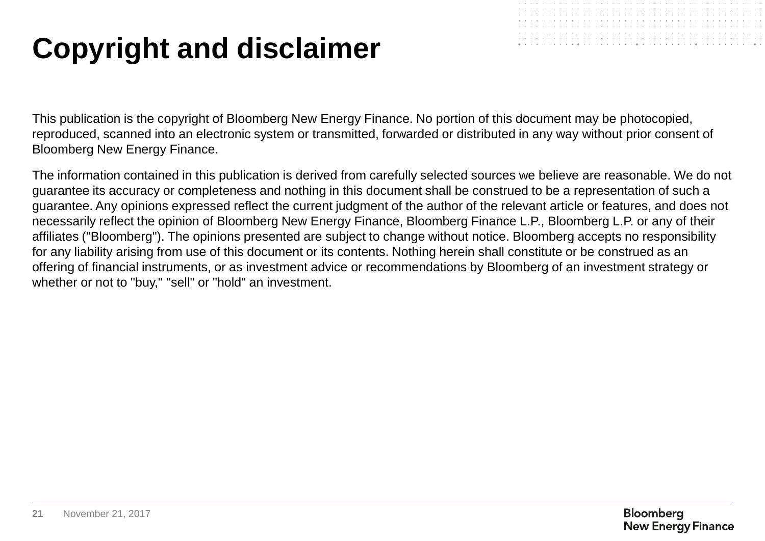# Copyright and disclaimer

This publication is the copyright of Bloomberg New Energy Finance. No portion of this document may be photocopied, reproduced, scanned into an electronic system or transmitted, forwarded or distributed in any way without prior consent of Bloomberg New Energy Finance.

The information contained in this publication is derived from carefully selected sources we believe are reasonable. We do not guarantee its accuracy or completeness and nothing in this document shall be construed to be a representation of such a guarantee. Any opinions expressed reflect the current judgment of the author of the relevant article or features, and does not necessarily reflect the opinion of Bloomberg New Energy Finance, Bloomberg Finance L.P., Bloomberg L.P. or any of their affiliates ("Bloomberg"). The opinions presented are subject to change without notice. Bloomberg accepts no responsibility for any liability arising from use of this document or its contents. Nothing herein shall constitute or be construed as an offering of financial instruments, or as investment advice or recommendations by Bloomberg of an investment strategy or whether or not to "buy," "sell" or "hold" an investment.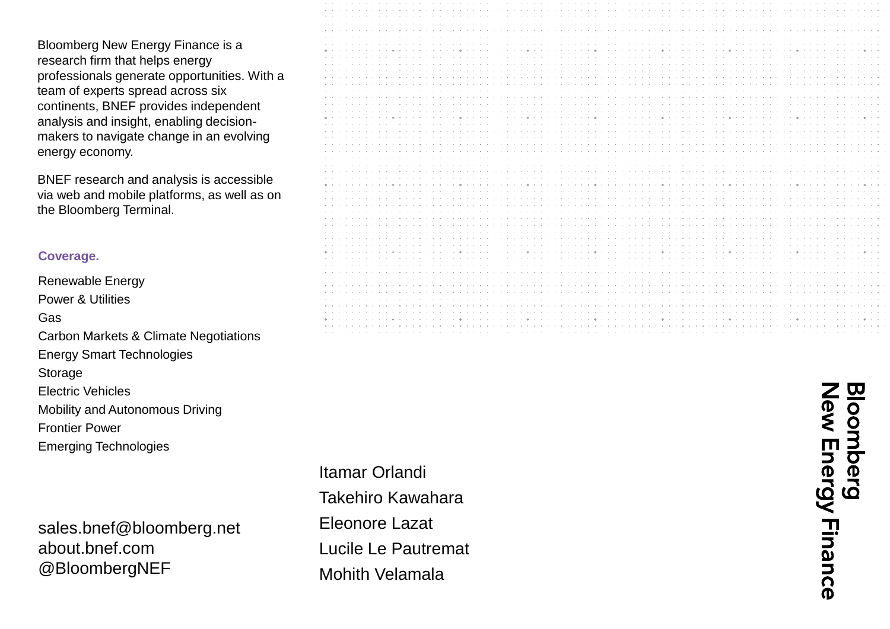Bloomberg New Energy Finance is a research firm that helps energy professionals generate opportunities. With a team of experts spread across six continents, BNEF provides independent analysis and insight, enabling decision-makers to navigate change in an evolving energy economy.

BNEF research and analysis is accessible via web and mobile platforms, as well as on the Bloomberg Terminal.

**Coverage.**

Renewable Energy
Power & Utilities
Gas
Carbon Markets & Climate Negotiations
Energy Smart Technologies
Storage
Electric Vehicles
Mobility and Autonomous Driving
Frontier Power
Emerging Technologies

Itamar Orlandi
Takehiro Kawahara
Eleonore Lazat
Lucile Le Pautremat
Mohith Velamala

sales.bnef@bloomberg.net
about.bnef.com
@BloombergNEF

**Bloomberg New Energy Finance**